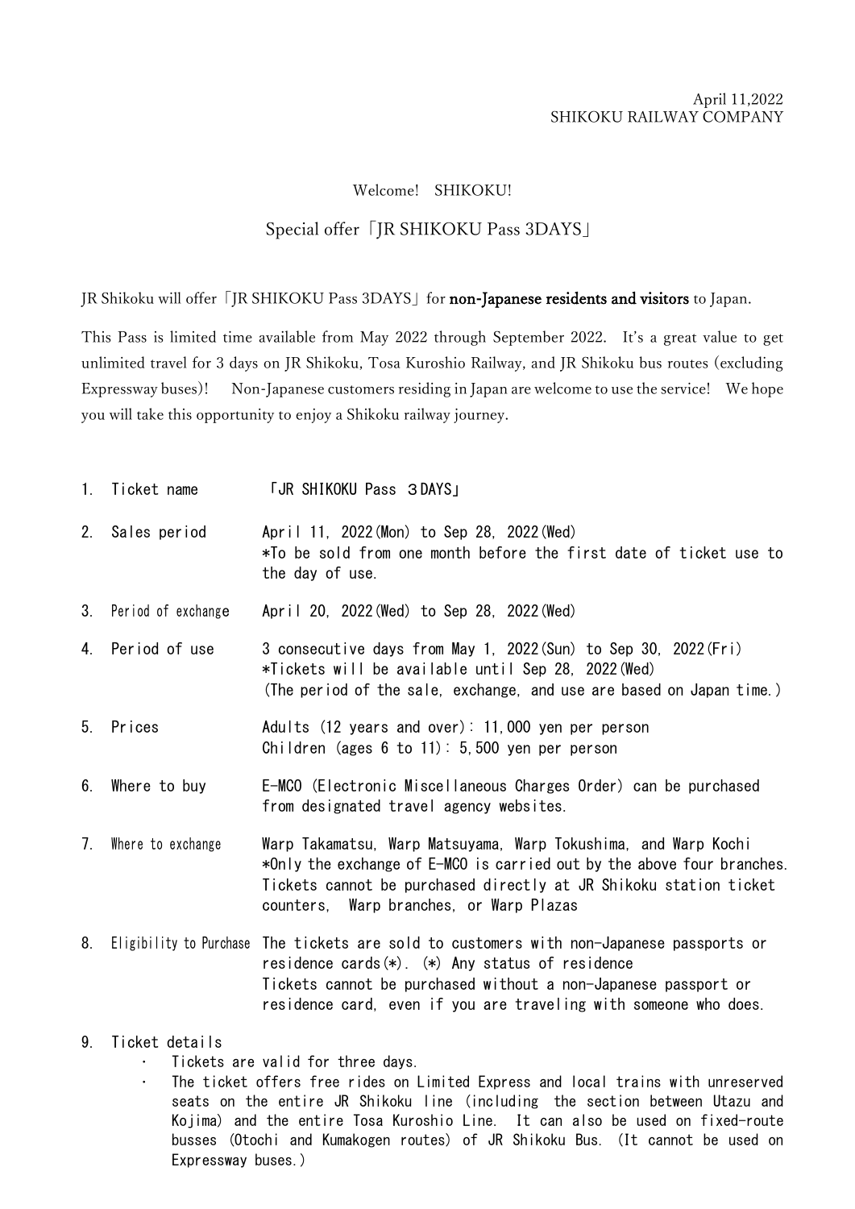April 11,2022
SHIKOKU RAILWAY COMPANY

Welcome!　SHIKOKU!

## Special offer「JR SHIKOKU Pass 3DAYS」

JR Shikoku will offer「JR SHIKOKU Pass 3DAYS」for **non-Japanese residents and visitors** to Japan.

This Pass is limited time available from May 2022 through September 2022. It's a great value to get unlimited travel for 3 days on JR Shikoku, Tosa Kuroshio Railway, and JR Shikoku bus routes (excluding Expressway buses)!　Non-Japanese customers residing in Japan are welcome to use the service!　We hope you will take this opportunity to enjoy a Shikoku railway journey.

1. Ticket name　「JR SHIKOKU Pass ３DAYS」

2. Sales period　April 11, 2022(Mon) to Sep 28, 2022(Wed)
   *To be sold from one month before the first date of ticket use to the day of use.

3. Period of exchange　April 20, 2022(Wed) to Sep 28, 2022(Wed)

4. Period of use　3 consecutive days from May 1, 2022(Sun) to Sep 30, 2022(Fri)
   *Tickets will be available until Sep 28, 2022(Wed)
   (The period of the sale, exchange, and use are based on Japan time.)

5. Prices　Adults (12 years and over): 11,000 yen per person
   Children (ages 6 to 11): 5,500 yen per person

6. Where to buy　E-MCO (Electronic Miscellaneous Charges Order) can be purchased from designated travel agency websites.

7. Where to exchange　Warp Takamatsu, Warp Matsuyama, Warp Tokushima, and Warp Kochi
   *Only the exchange of E-MCO is carried out by the above four branches. Tickets cannot be purchased directly at JR Shikoku station ticket counters, Warp branches, or Warp Plazas

8. Eligibility to Purchase　The tickets are sold to customers with non-Japanese passports or residence cards(*). (*) Any status of residence
   Tickets cannot be purchased without a non-Japanese passport or residence card, even if you are traveling with someone who does.

9. Ticket details
   - Tickets are valid for three days.
   - The ticket offers free rides on Limited Express and local trains with unreserved seats on the entire JR Shikoku line (including the section between Utazu and Kojima) and the entire Tosa Kuroshio Line. It can also be used on fixed-route busses (Otochi and Kumakogen routes) of JR Shikoku Bus. (It cannot be used on Expressway buses.)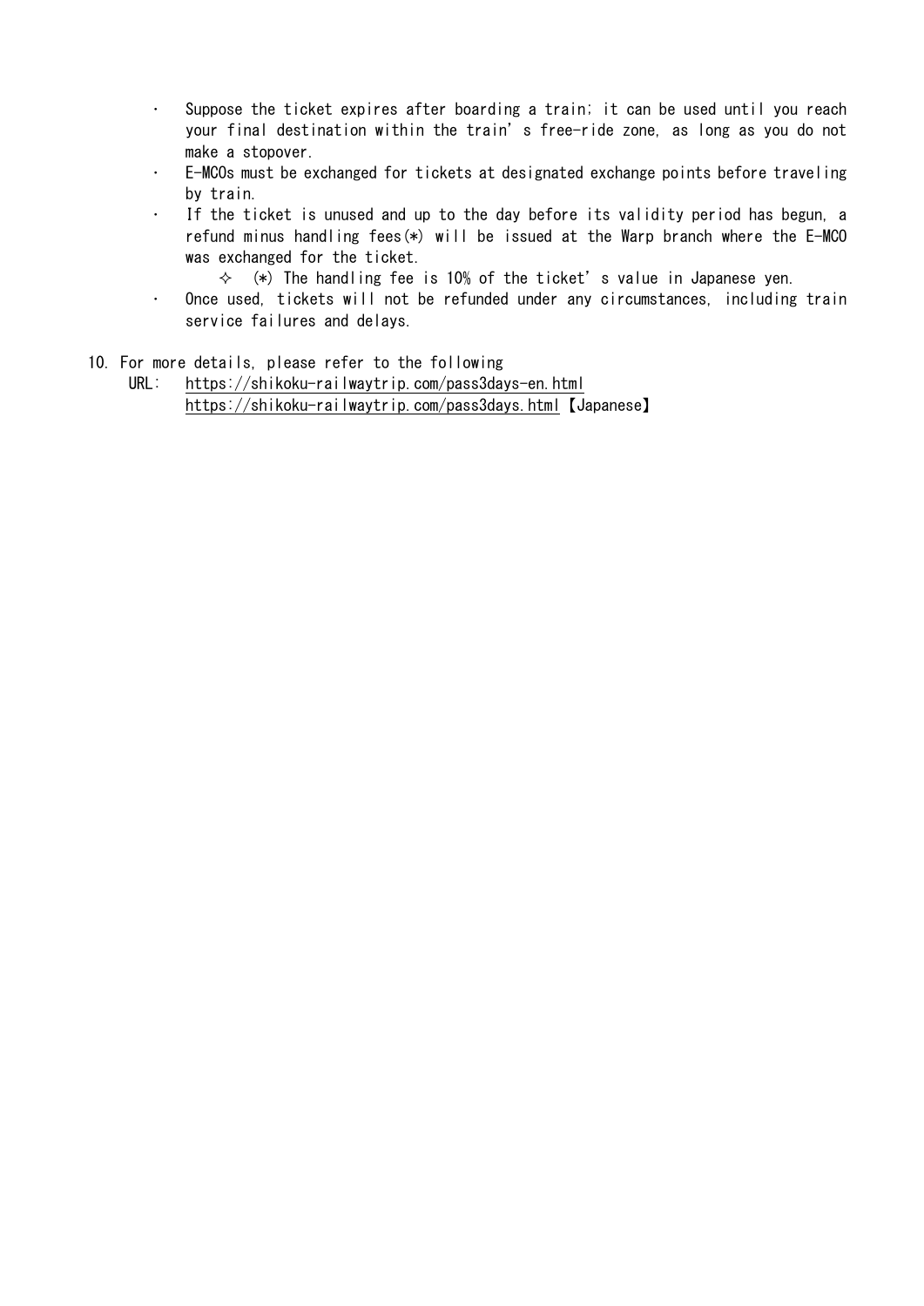- Suppose the ticket expires after boarding a train; it can be used until you reach your final destination within the train's free-ride zone, as long as you do not make a stopover.
- E-MCOs must be exchanged for tickets at designated exchange points before traveling by train.
- If the ticket is unused and up to the day before its validity period has begun, a refund minus handling fees(*) will be issued at the Warp branch where the E-MCO was exchanged for the ticket.
  - ✧ (*) The handling fee is 10% of the ticket's value in Japanese yen.
- Once used, tickets will not be refunded under any circumstances, including train service failures and delays.

10. For more details, please refer to the following
    URL: https://shikoku-railwaytrip.com/pass3days-en.html
    https://shikoku-railwaytrip.com/pass3days.html【Japanese】